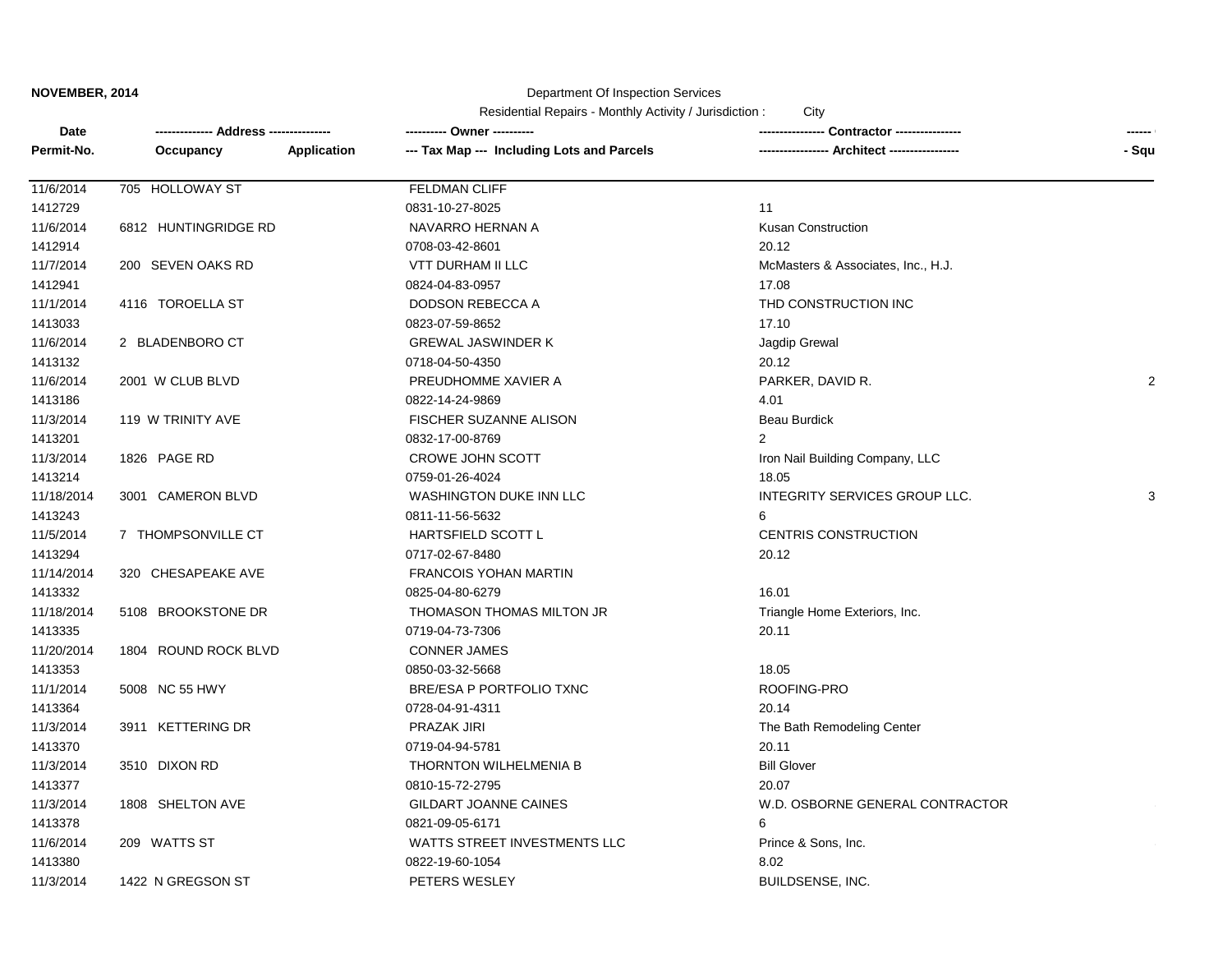**NOVEMBER, 2014**

Department Of Inspection Services

Residential Repairs - Monthly Activity / Jurisdiction : City

| Date<br>Permit-No. | -------------- Address --------------<br>Occupancy | Application | ---------- Owner ----------<br>--- Tax Map --- Including Lots and Parcels | ---------------- Contractor ----------------<br>----------------- Architect ----------------- | ------<br>- Squ |
|---|---|---|---|---|---|
| 11/6/2014<br>1412729 | 705 HOLLOWAY ST | | FELDMAN CLIFF<br>0831-10-27-8025 | <br>11 | |
| 11/6/2014<br>1412914 | 6812 HUNTINGRIDGE RD | | NAVARRO HERNAN A<br>0708-03-42-8601 | Kusan Construction<br>20.12 | |
| 11/7/2014<br>1412941 | 200 SEVEN OAKS RD | | VTT DURHAM II LLC<br>0824-04-83-0957 | McMasters & Associates, Inc., H.J.<br>17.08 | |
| 11/1/2014<br>1413033 | 4116 TOROELLA ST | | DODSON REBECCA A<br>0823-07-59-8652 | THD CONSTRUCTION INC<br>17.10 | |
| 11/6/2014<br>1413132 | 2 BLADENBORO CT | | GREWAL JASWINDER K<br>0718-04-50-4350 | Jagdip Grewal<br>20.12 | |
| 11/6/2014<br>1413186 | 2001 W CLUB BLVD | | PREUDHOMME XAVIER A<br>0822-14-24-9869 | PARKER, DAVID R.<br>4.01 | 2 |
| 11/3/2014<br>1413201 | 119 W TRINITY AVE | | FISCHER SUZANNE ALISON<br>0832-17-00-8769 | Beau Burdick<br>2 | |
| 11/3/2014<br>1413214 | 1826 PAGE RD | | CROWE JOHN SCOTT<br>0759-01-26-4024 | Iron Nail Building Company, LLC<br>18.05 | |
| 11/18/2014<br>1413243 | 3001 CAMERON BLVD | | WASHINGTON DUKE INN LLC<br>0811-11-56-5632 | INTEGRITY SERVICES GROUP LLC.<br>6 | 3 |
| 11/5/2014<br>1413294 | 7 THOMPSONVILLE CT | | HARTSFIELD SCOTT L<br>0717-02-67-8480 | CENTRIS CONSTRUCTION<br>20.12 | |
| 11/14/2014<br>1413332 | 320 CHESAPEAKE AVE | | FRANCOIS YOHAN MARTIN<br>0825-04-80-6279 | <br>16.01 | |
| 11/18/2014<br>1413335 | 5108 BROOKSTONE DR | | THOMASON THOMAS MILTON JR<br>0719-04-73-7306 | Triangle Home Exteriors, Inc.<br>20.11 | |
| 11/20/2014<br>1413353 | 1804 ROUND ROCK BLVD | | CONNER JAMES<br>0850-03-32-5668 | <br>18.05 | |
| 11/1/2014<br>1413364 | 5008 NC 55 HWY | | BRE/ESA P PORTFOLIO TXNC<br>0728-04-91-4311 | ROOFING-PRO<br>20.14 | |
| 11/3/2014<br>1413370 | 3911 KETTERING DR | | PRAZAK JIRI<br>0719-04-94-5781 | The Bath Remodeling Center<br>20.11 | |
| 11/3/2014<br>1413377 | 3510 DIXON RD | | THORNTON WILHELMENIA B<br>0810-15-72-2795 | Bill Glover<br>20.07 | |
| 11/3/2014<br>1413378 | 1808 SHELTON AVE | | GILDART JOANNE CAINES<br>0821-09-05-6171 | W.D. OSBORNE GENERAL CONTRACTOR<br>6 | |
| 11/6/2014<br>1413380 | 209 WATTS ST | | WATTS STREET INVESTMENTS LLC<br>0822-19-60-1054 | Prince & Sons, Inc.<br>8.02 | |
| 11/3/2014 | 1422 N GREGSON ST | | PETERS WESLEY | BUILDSENSE, INC. | |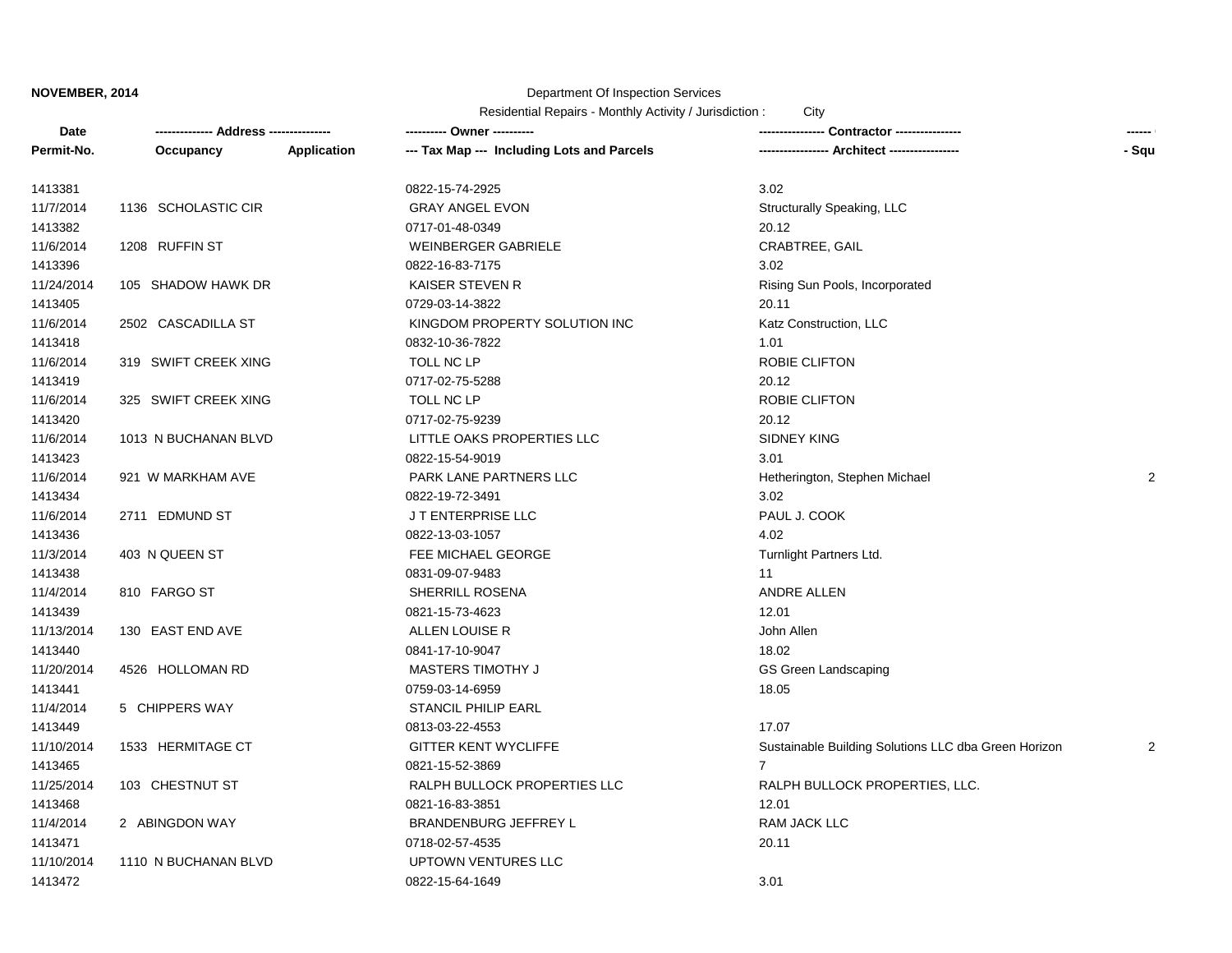**NOVEMBER, 2014**

Department Of Inspection Services

Residential Repairs - Monthly Activity / Jurisdiction : City

| Date / Permit-No. | ------------- Address -------------- Occupancy | Application | ---------- Owner ---------- / --- Tax Map --- Including Lots and Parcels | ---------------- Contractor ---------------- / ----------------- Architect ----------------- | ------ - Squ |
|---|---|---|---|---|---|
| 1413381 | | | 0822-15-74-2925 | 3.02 | |
| 11/7/2014 | 1136 SCHOLASTIC CIR | | GRAY ANGEL EVON | Structurally Speaking, LLC | |
| 1413382 | | | 0717-01-48-0349 | 20.12 | |
| 11/6/2014 | 1208 RUFFIN ST | | WEINBERGER GABRIELE | CRABTREE, GAIL | |
| 1413396 | | | 0822-16-83-7175 | 3.02 | |
| 11/24/2014 | 105 SHADOW HAWK DR | | KAISER STEVEN R | Rising Sun Pools, Incorporated | |
| 1413405 | | | 0729-03-14-3822 | 20.11 | |
| 11/6/2014 | 2502 CASCADILLA ST | | KINGDOM PROPERTY SOLUTION INC | Katz Construction, LLC | |
| 1413418 | | | 0832-10-36-7822 | 1.01 | |
| 11/6/2014 | 319 SWIFT CREEK XING | | TOLL NC LP | ROBIE CLIFTON | |
| 1413419 | | | 0717-02-75-5288 | 20.12 | |
| 11/6/2014 | 325 SWIFT CREEK XING | | TOLL NC LP | ROBIE CLIFTON | |
| 1413420 | | | 0717-02-75-9239 | 20.12 | |
| 11/6/2014 | 1013 N BUCHANAN BLVD | | LITTLE OAKS PROPERTIES LLC | SIDNEY KING | |
| 1413423 | | | 0822-15-54-9019 | 3.01 | |
| 11/6/2014 | 921 W MARKHAM AVE | | PARK LANE PARTNERS LLC | Hetherington, Stephen Michael | 2 |
| 1413434 | | | 0822-19-72-3491 | 3.02 | |
| 11/6/2014 | 2711 EDMUND ST | | J T ENTERPRISE LLC | PAUL J. COOK | |
| 1413436 | | | 0822-13-03-1057 | 4.02 | |
| 11/3/2014 | 403 N QUEEN ST | | FEE MICHAEL GEORGE | Turnlight Partners Ltd. | |
| 1413438 | | | 0831-09-07-9483 | 11 | |
| 11/4/2014 | 810 FARGO ST | | SHERRILL ROSENA | ANDRE ALLEN | |
| 1413439 | | | 0821-15-73-4623 | 12.01 | |
| 11/13/2014 | 130 EAST END AVE | | ALLEN LOUISE R | John Allen | |
| 1413440 | | | 0841-17-10-9047 | 18.02 | |
| 11/20/2014 | 4526 HOLLOMAN RD | | MASTERS TIMOTHY J | GS Green Landscaping | |
| 1413441 | | | 0759-03-14-6959 | 18.05 | |
| 11/4/2014 | 5 CHIPPERS WAY | | STANCIL PHILIP EARL | | |
| 1413449 | | | 0813-03-22-4553 | 17.07 | |
| 11/10/2014 | 1533 HERMITAGE CT | | GITTER KENT WYCLIFFE | Sustainable Building Solutions LLC dba Green Horizon | 2 |
| 1413465 | | | 0821-15-52-3869 | 7 | |
| 11/25/2014 | 103 CHESTNUT ST | | RALPH BULLOCK PROPERTIES LLC | RALPH BULLOCK PROPERTIES, LLC. | |
| 1413468 | | | 0821-16-83-3851 | 12.01 | |
| 11/4/2014 | 2 ABINGDON WAY | | BRANDENBURG JEFFREY L | RAM JACK LLC | |
| 1413471 | | | 0718-02-57-4535 | 20.11 | |
| 11/10/2014 | 1110 N BUCHANAN BLVD | | UPTOWN VENTURES LLC | | |
| 1413472 | | | 0822-15-64-1649 | 3.01 | |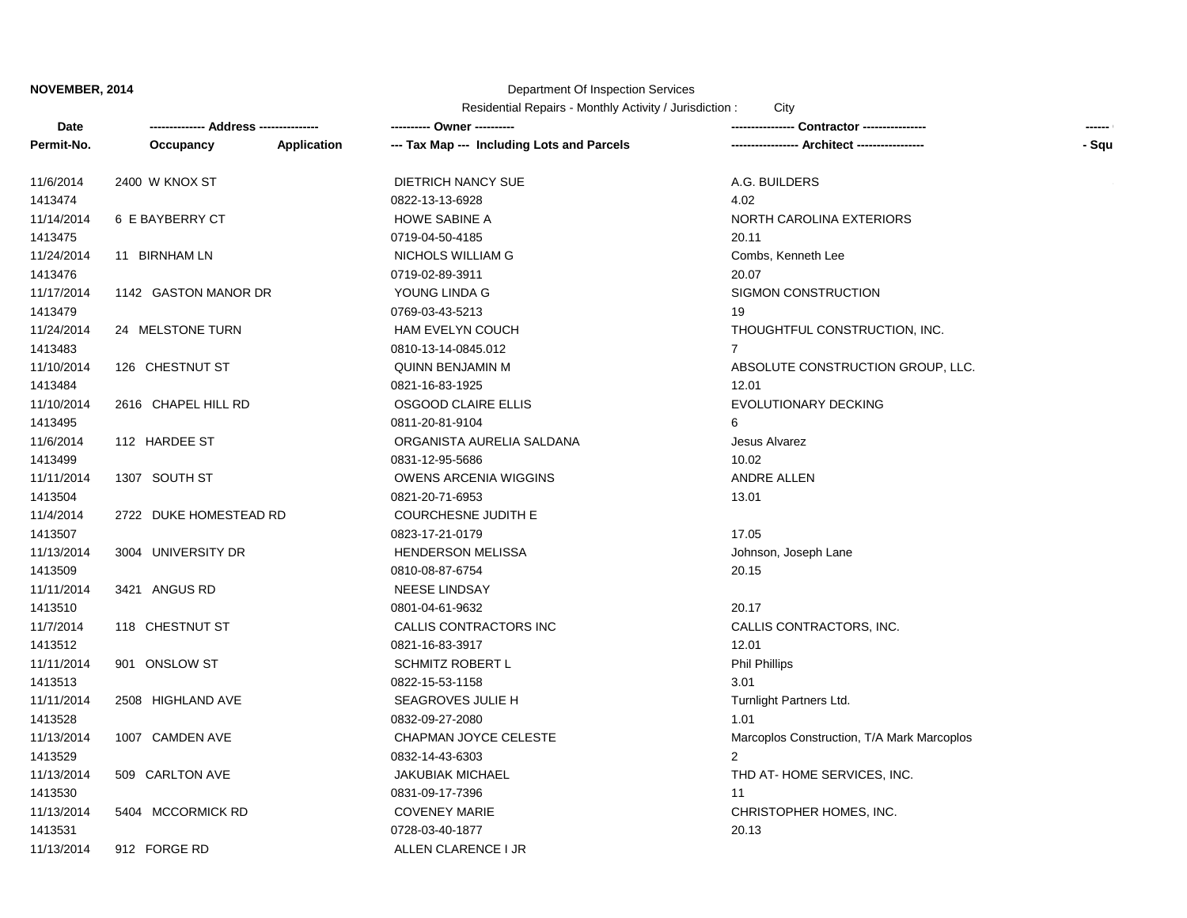NOVEMBER, 2014

Department Of Inspection Services

Residential Repairs - Monthly Activity / Jurisdiction : City

| Date / Permit-No. | Address / Occupancy | Application | Owner / Tax Map --- Including Lots and Parcels | Contractor / Architect |
|---|---|---|---|---|
| 11/6/2014 | 2400 W KNOX ST | | DIETRICH NANCY SUE | A.G. BUILDERS |
| 1413474 | | | 0822-13-13-6928 | 4.02 |
| 11/14/2014 | 6 E BAYBERRY CT | | HOWE SABINE A | NORTH CAROLINA EXTERIORS |
| 1413475 | | | 0719-04-50-4185 | 20.11 |
| 11/24/2014 | 11 BIRNHAM LN | | NICHOLS WILLIAM G | Combs, Kenneth Lee |
| 1413476 | | | 0719-02-89-3911 | 20.07 |
| 11/17/2014 | 1142 GASTON MANOR DR | | YOUNG LINDA G | SIGMON CONSTRUCTION |
| 1413479 | | | 0769-03-43-5213 | 19 |
| 11/24/2014 | 24 MELSTONE TURN | | HAM EVELYN COUCH | THOUGHTFUL CONSTRUCTION, INC. |
| 1413483 | | | 0810-13-14-0845.012 | 7 |
| 11/10/2014 | 126 CHESTNUT ST | | QUINN BENJAMIN M | ABSOLUTE CONSTRUCTION GROUP, LLC. |
| 1413484 | | | 0821-16-83-1925 | 12.01 |
| 11/10/2014 | 2616 CHAPEL HILL RD | | OSGOOD CLAIRE ELLIS | EVOLUTIONARY DECKING |
| 1413495 | | | 0811-20-81-9104 | 6 |
| 11/6/2014 | 112 HARDEE ST | | ORGANISTA AURELIA SALDANA | Jesus Alvarez |
| 1413499 | | | 0831-12-95-5686 | 10.02 |
| 11/11/2014 | 1307 SOUTH ST | | OWENS ARCENIA WIGGINS | ANDRE ALLEN |
| 1413504 | | | 0821-20-71-6953 | 13.01 |
| 11/4/2014 | 2722 DUKE HOMESTEAD RD | | COURCHESNE JUDITH E | |
| 1413507 | | | 0823-17-21-0179 | 17.05 |
| 11/13/2014 | 3004 UNIVERSITY DR | | HENDERSON MELISSA | Johnson, Joseph Lane |
| 1413509 | | | 0810-08-87-6754 | 20.15 |
| 11/11/2014 | 3421 ANGUS RD | | NEESE LINDSAY | |
| 1413510 | | | 0801-04-61-9632 | 20.17 |
| 11/7/2014 | 118 CHESTNUT ST | | CALLIS CONTRACTORS INC | CALLIS CONTRACTORS, INC. |
| 1413512 | | | 0821-16-83-3917 | 12.01 |
| 11/11/2014 | 901 ONSLOW ST | | SCHMITZ ROBERT L | Phil Phillips |
| 1413513 | | | 0822-15-53-1158 | 3.01 |
| 11/11/2014 | 2508 HIGHLAND AVE | | SEAGROVES JULIE H | Turnlight Partners Ltd. |
| 1413528 | | | 0832-09-27-2080 | 1.01 |
| 11/13/2014 | 1007 CAMDEN AVE | | CHAPMAN JOYCE CELESTE | Marcoplos Construction, T/A Mark Marcoplos |
| 1413529 | | | 0832-14-43-6303 | 2 |
| 11/13/2014 | 509 CARLTON AVE | | JAKUBIAK MICHAEL | THD AT- HOME SERVICES, INC. |
| 1413530 | | | 0831-09-17-7396 | 11 |
| 11/13/2014 | 5404 MCCORMICK RD | | COVENEY MARIE | CHRISTOPHER HOMES, INC. |
| 1413531 | | | 0728-03-40-1877 | 20.13 |
| 11/13/2014 | 912 FORGE RD | | ALLEN CLARENCE I JR | |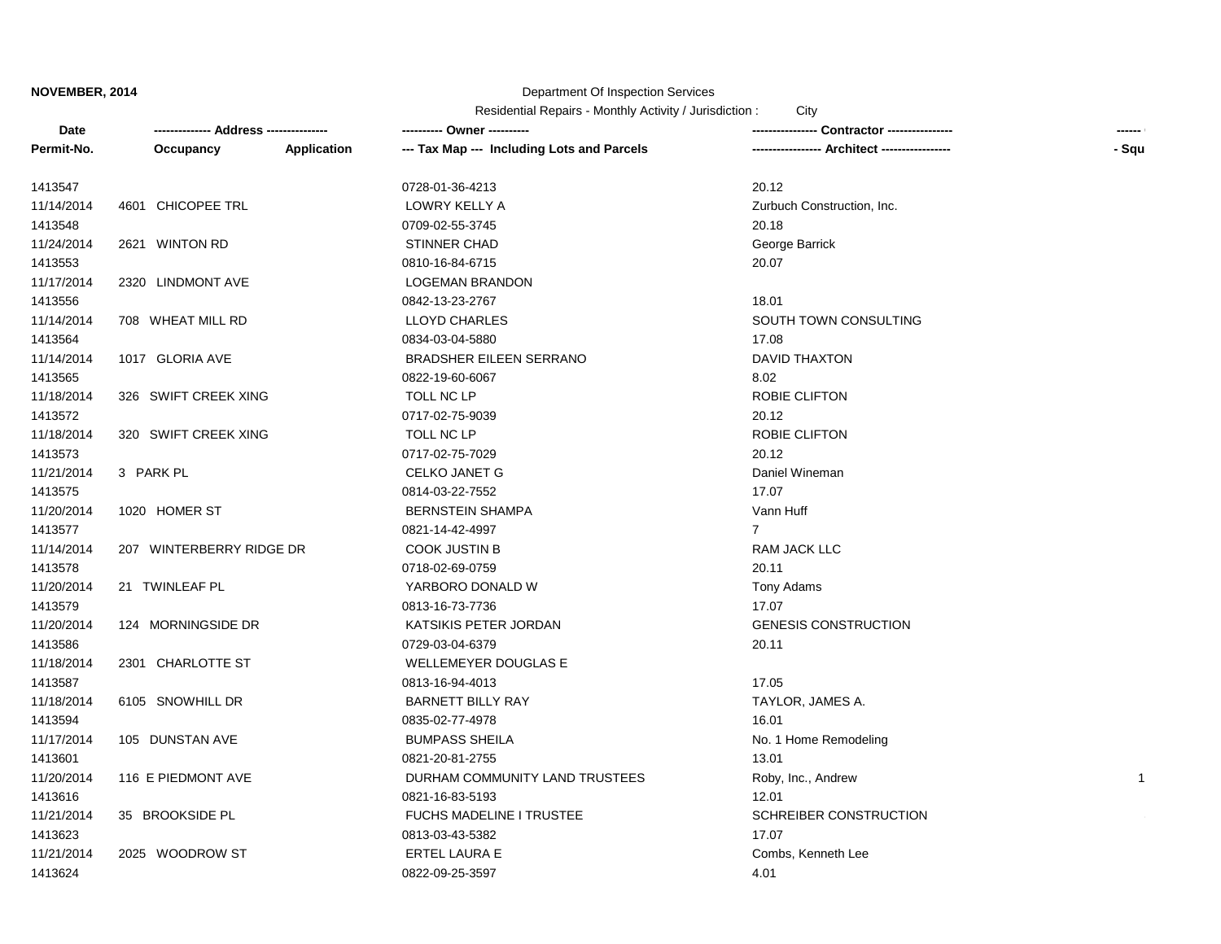**NOVEMBER, 2014**

Department Of Inspection Services

Residential Repairs - Monthly Activity / Jurisdiction : City

| Date | ------------- Address -------------- | | ---------- Owner ---------- | --------------- Contractor --------------- | ------ |
|---|---|---|---|---|---|
| Permit-No. | Occupancy | Application | --- Tax Map --- Including Lots and Parcels | ---------------- Architect ---------------- | - Squ |
| 1413547 | | | 0728-01-36-4213 | 20.12 | |
| 11/14/2014 | 4601 CHICOPEE TRL | | LOWRY KELLY A | Zurbuch Construction, Inc. | |
| 1413548 | | | 0709-02-55-3745 | 20.18 | |
| 11/24/2014 | 2621 WINTON RD | | STINNER CHAD | George Barrick | |
| 1413553 | | | 0810-16-84-6715 | 20.07 | |
| 11/17/2014 | 2320 LINDMONT AVE | | LOGEMAN BRANDON | | |
| 1413556 | | | 0842-13-23-2767 | 18.01 | |
| 11/14/2014 | 708 WHEAT MILL RD | | LLOYD CHARLES | SOUTH TOWN CONSULTING | |
| 1413564 | | | 0834-03-04-5880 | 17.08 | |
| 11/14/2014 | 1017 GLORIA AVE | | BRADSHER EILEEN SERRANO | DAVID THAXTON | |
| 1413565 | | | 0822-19-60-6067 | 8.02 | |
| 11/18/2014 | 326 SWIFT CREEK XING | | TOLL NC LP | ROBIE CLIFTON | |
| 1413572 | | | 0717-02-75-9039 | 20.12 | |
| 11/18/2014 | 320 SWIFT CREEK XING | | TOLL NC LP | ROBIE CLIFTON | |
| 1413573 | | | 0717-02-75-7029 | 20.12 | |
| 11/21/2014 | 3 PARK PL | | CELKO JANET G | Daniel Wineman | |
| 1413575 | | | 0814-03-22-7552 | 17.07 | |
| 11/20/2014 | 1020 HOMER ST | | BERNSTEIN SHAMPA | Vann Huff | |
| 1413577 | | | 0821-14-42-4997 | 7 | |
| 11/14/2014 | 207 WINTERBERRY RIDGE DR | | COOK JUSTIN B | RAM JACK LLC | |
| 1413578 | | | 0718-02-69-0759 | 20.11 | |
| 11/20/2014 | 21 TWINLEAF PL | | YARBORO DONALD W | Tony Adams | |
| 1413579 | | | 0813-16-73-7736 | 17.07 | |
| 11/20/2014 | 124 MORNINGSIDE DR | | KATSIKIS PETER JORDAN | GENESIS CONSTRUCTION | |
| 1413586 | | | 0729-03-04-6379 | 20.11 | |
| 11/18/2014 | 2301 CHARLOTTE ST | | WELLEMEYER DOUGLAS E | | |
| 1413587 | | | 0813-16-94-4013 | 17.05 | |
| 11/18/2014 | 6105 SNOWHILL DR | | BARNETT BILLY RAY | TAYLOR, JAMES A. | |
| 1413594 | | | 0835-02-77-4978 | 16.01 | |
| 11/17/2014 | 105 DUNSTAN AVE | | BUMPASS SHEILA | No. 1 Home Remodeling | |
| 1413601 | | | 0821-20-81-2755 | 13.01 | |
| 11/20/2014 | 116 E PIEDMONT AVE | | DURHAM COMMUNITY LAND TRUSTEES | Roby, Inc., Andrew | 1 |
| 1413616 | | | 0821-16-83-5193 | 12.01 | |
| 11/21/2014 | 35 BROOKSIDE PL | | FUCHS MADELINE I TRUSTEE | SCHREIBER CONSTRUCTION | |
| 1413623 | | | 0813-03-43-5382 | 17.07 | |
| 11/21/2014 | 2025 WOODROW ST | | ERTEL LAURA E | Combs, Kenneth Lee | |
| 1413624 | | | 0822-09-25-3597 | 4.01 | |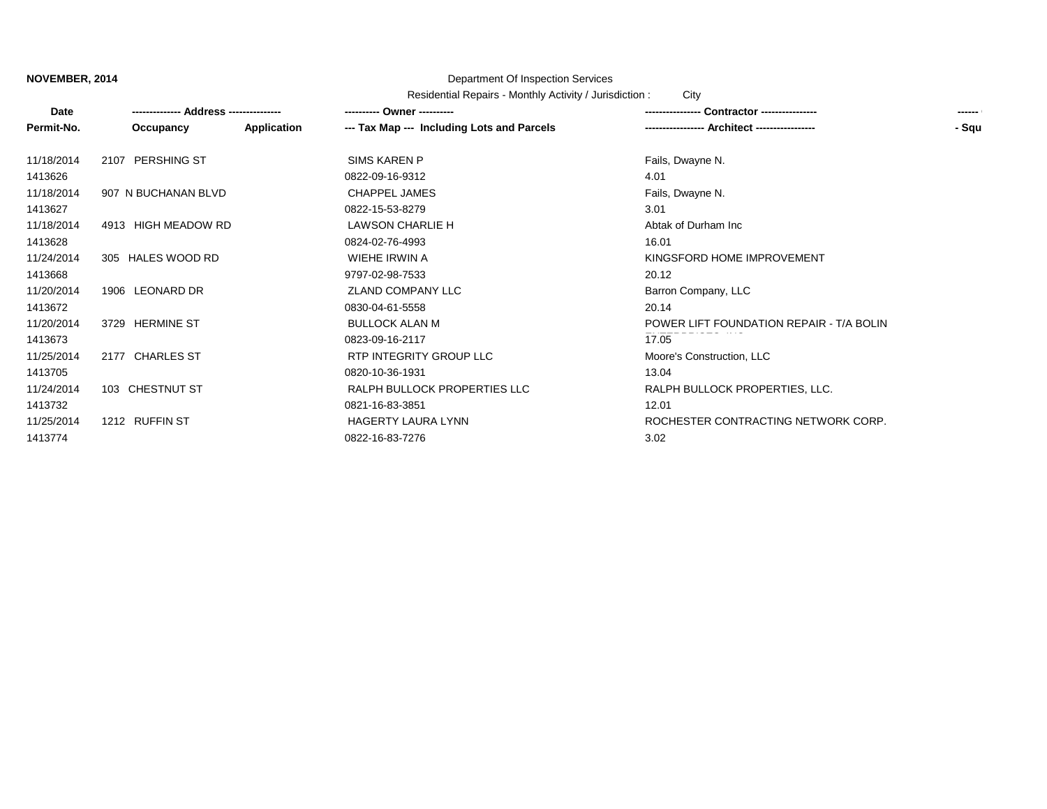**NOVEMBER, 2014**

Department Of Inspection Services

Residential Repairs - Monthly Activity / Jurisdiction : City

| Date<br>Permit-No. | -------------- Address --------------<br>Occupancy | Application | ---------- Owner ----------<br>--- Tax Map --- Including Lots and Parcels | ---------------- Contractor ----------------<br>----------------- Architect ----------------- | ------<br>- Squ |
|---|---|---|---|---|---|
| 11/18/2014<br>1413626 | 2107 PERSHING ST | | SIMS KAREN P<br>0822-09-16-9312 | Fails, Dwayne N.<br>4.01 | |
| 11/18/2014<br>1413627 | 907 N BUCHANAN BLVD | | CHAPPEL JAMES<br>0822-15-53-8279 | Fails, Dwayne N.<br>3.01 | |
| 11/18/2014<br>1413628 | 4913 HIGH MEADOW RD | | LAWSON CHARLIE H<br>0824-02-76-4993 | Abtak of Durham Inc<br>16.01 | |
| 11/24/2014<br>1413668 | 305 HALES WOOD RD | | WIEHE IRWIN A<br>9797-02-98-7533 | KINGSFORD HOME IMPROVEMENT<br>20.12 | |
| 11/20/2014<br>1413672 | 1906 LEONARD DR | | ZLAND COMPANY LLC<br>0830-04-61-5558 | Barron Company, LLC<br>20.14 | |
| 11/20/2014<br>1413673 | 3729 HERMINE ST | | BULLOCK ALAN M<br>0823-09-16-2117 | POWER LIFT FOUNDATION REPAIR - T/A BOLIN<br>17.05 | |
| 11/25/2014<br>1413705 | 2177 CHARLES ST | | RTP INTEGRITY GROUP LLC<br>0820-10-36-1931 | Moore's Construction, LLC<br>13.04 | |
| 11/24/2014<br>1413732 | 103 CHESTNUT ST | | RALPH BULLOCK PROPERTIES LLC<br>0821-16-83-3851 | RALPH BULLOCK PROPERTIES, LLC.<br>12.01 | |
| 11/25/2014<br>1413774 | 1212 RUFFIN ST | | HAGERTY LAURA LYNN<br>0822-16-83-7276 | ROCHESTER CONTRACTING NETWORK CORP.<br>3.02 | |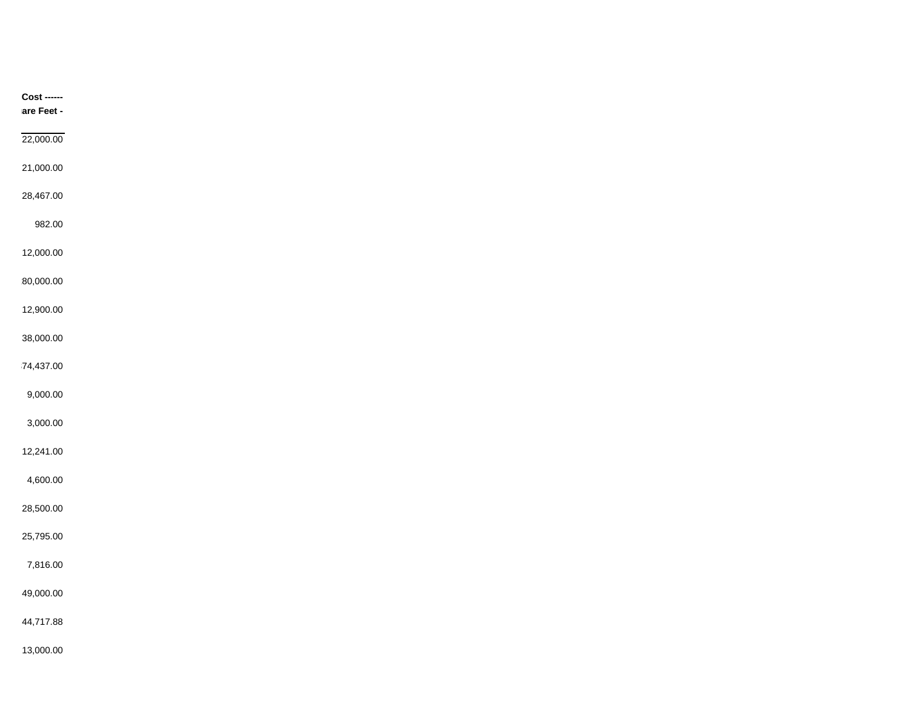| Cost ------ are Feet - |
| ---: |
| 22,000.00 |
| 21,000.00 |
| 28,467.00 |
| 982.00 |
| 12,000.00 |
| 80,000.00 |
| 12,900.00 |
| 38,000.00 |
| 74,437.00 |
| 9,000.00 |
| 3,000.00 |
| 12,241.00 |
| 4,600.00 |
| 28,500.00 |
| 25,795.00 |
| 7,816.00 |
| 49,000.00 |
| 44,717.88 |
| 13,000.00 |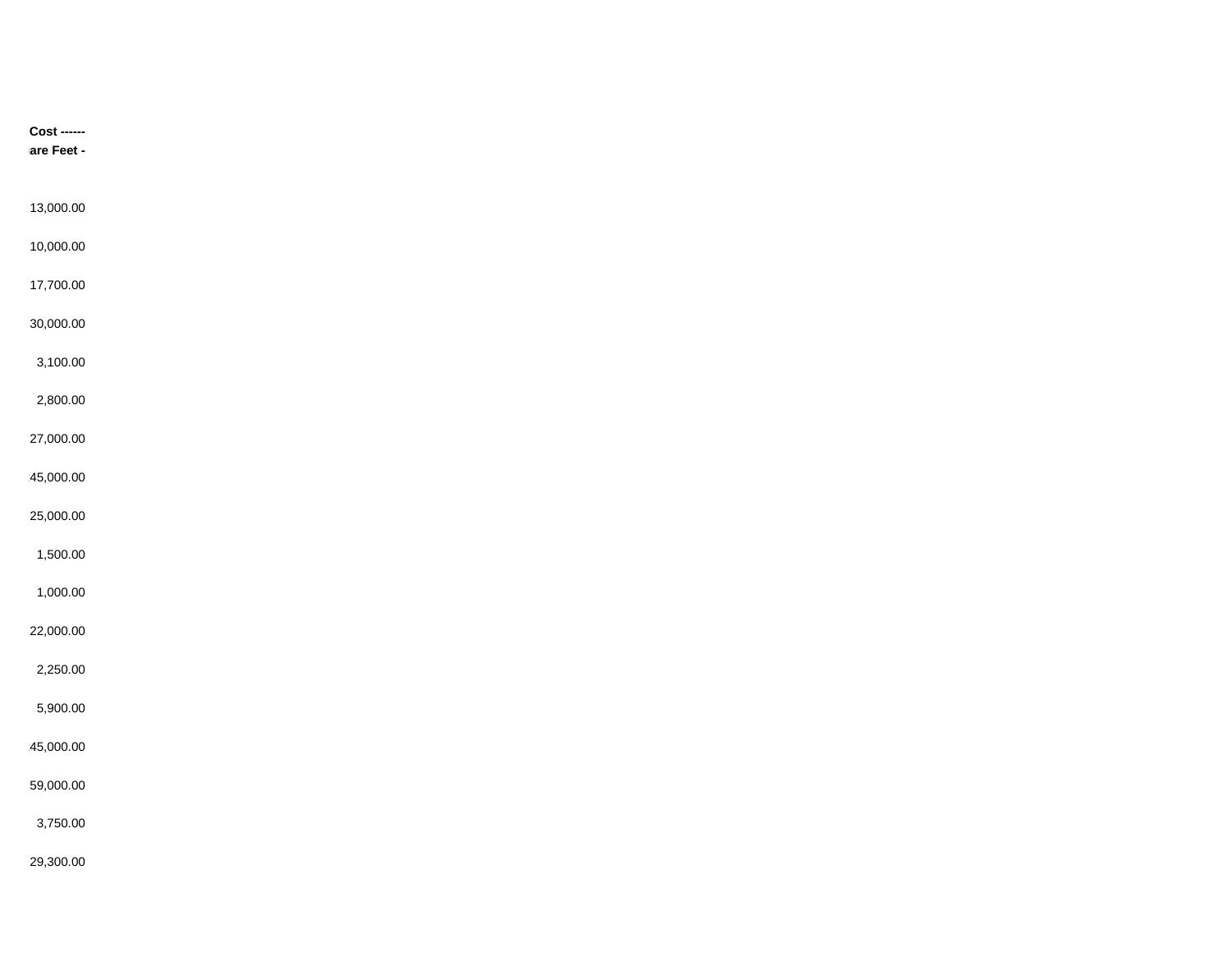| Cost ------ |
| --- |
| are Feet - |
| 13,000.00 |
| 10,000.00 |
| 17,700.00 |
| 30,000.00 |
| 3,100.00 |
| 2,800.00 |
| 27,000.00 |
| 45,000.00 |
| 25,000.00 |
| 1,500.00 |
| 1,000.00 |
| 22,000.00 |
| 2,250.00 |
| 5,900.00 |
| 45,000.00 |
| 59,000.00 |
| 3,750.00 |
| 29,300.00 |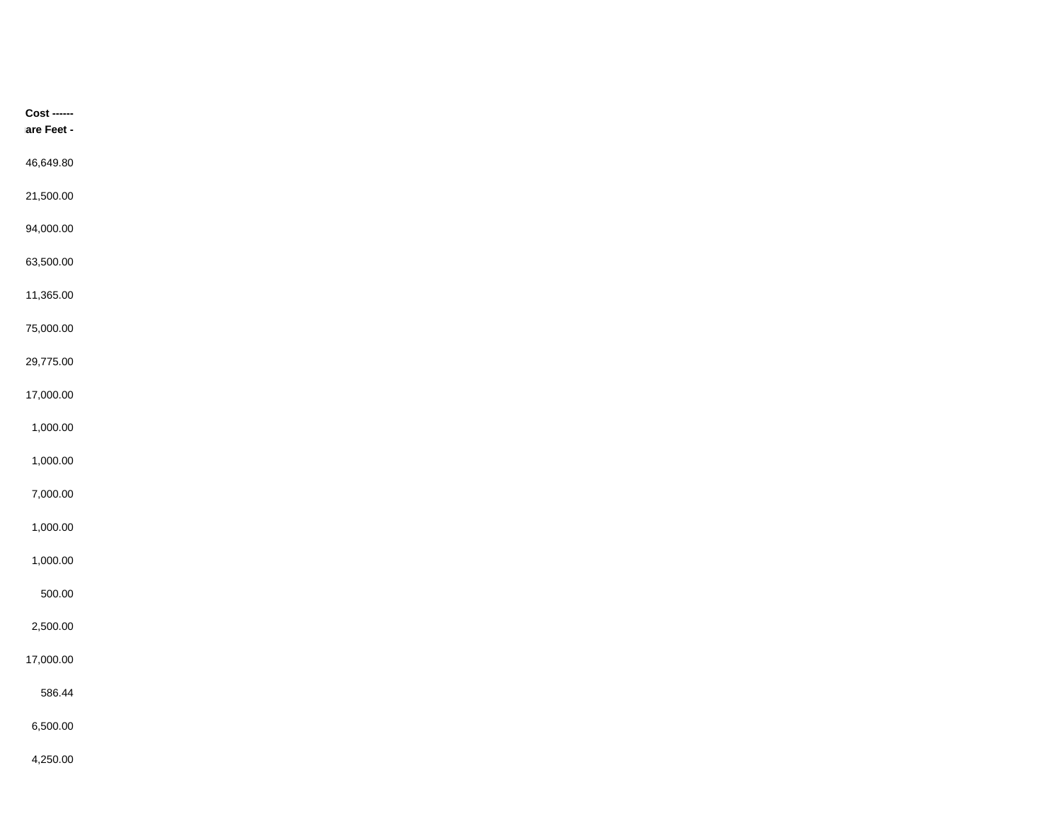| Cost ------ |
| --- |
| are Feet - |
| 46,649.80 |
| 21,500.00 |
| 94,000.00 |
| 63,500.00 |
| 11,365.00 |
| 75,000.00 |
| 29,775.00 |
| 17,000.00 |
| 1,000.00 |
| 1,000.00 |
| 7,000.00 |
| 1,000.00 |
| 1,000.00 |
| 500.00 |
| 2,500.00 |
| 17,000.00 |
| 586.44 |
| 6,500.00 |
| 4,250.00 |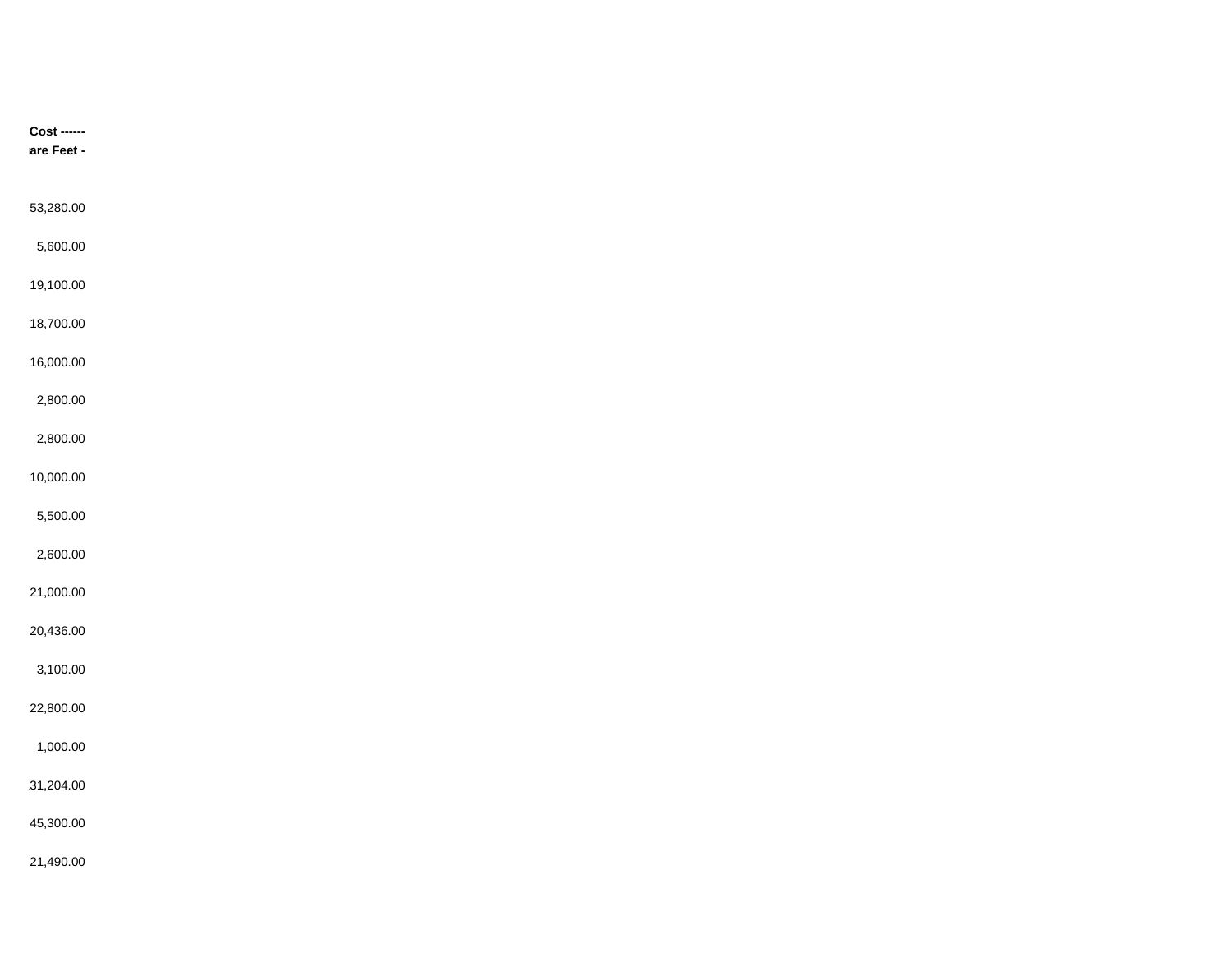| Cost ------ |
| --- |
| are Feet - |
| 53,280.00 |
| 5,600.00 |
| 19,100.00 |
| 18,700.00 |
| 16,000.00 |
| 2,800.00 |
| 2,800.00 |
| 10,000.00 |
| 5,500.00 |
| 2,600.00 |
| 21,000.00 |
| 20,436.00 |
| 3,100.00 |
| 22,800.00 |
| 1,000.00 |
| 31,204.00 |
| 45,300.00 |
| 21,490.00 |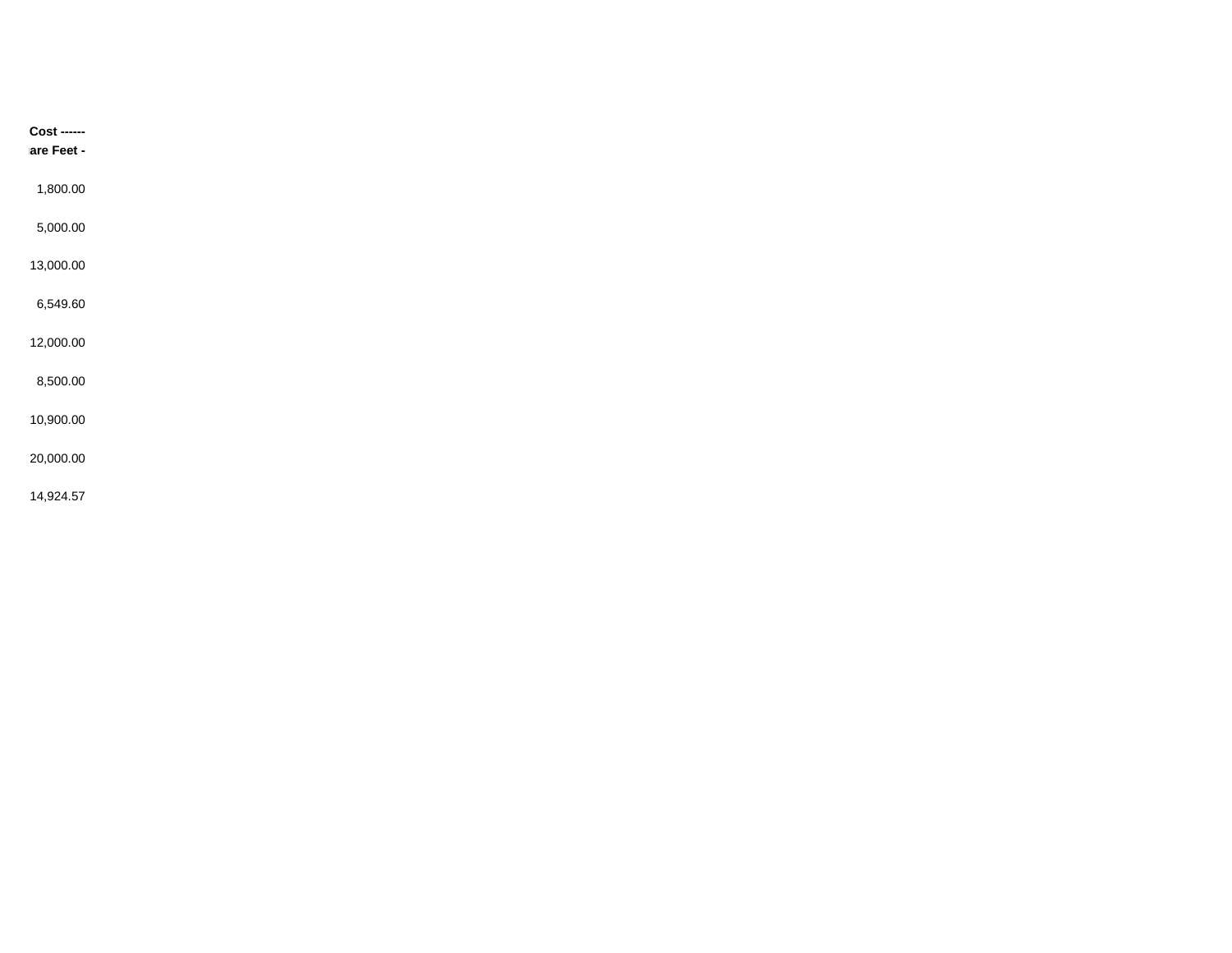| Cost ------ |
| --- |
| are Feet - |
| 1,800.00 |
| 5,000.00 |
| 13,000.00 |
| 6,549.60 |
| 12,000.00 |
| 8,500.00 |
| 10,900.00 |
| 20,000.00 |
| 14,924.57 |